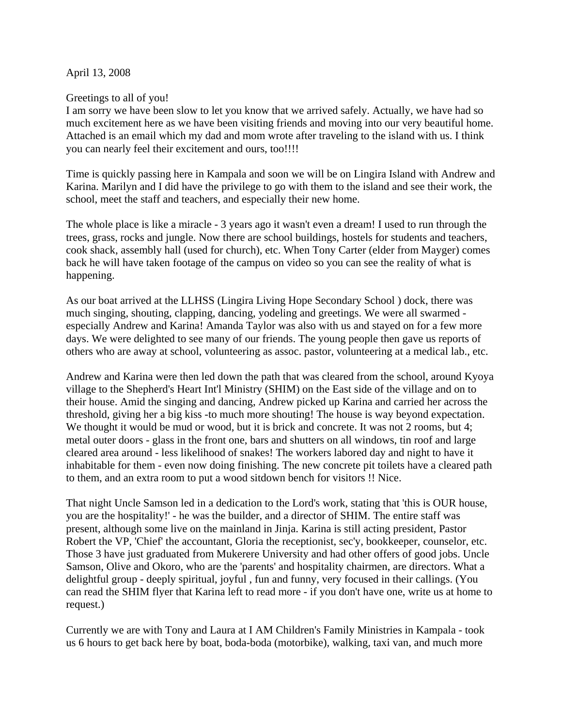April 13, 2008

Greetings to all of you!
I am sorry we have been slow to let you know that we arrived safely. Actually, we have had so much excitement here as we have been visiting friends and moving into our very beautiful home. Attached is an email which my dad and mom wrote after traveling to the island with us. I think you can nearly feel their excitement and ours, too!!!!

Time is quickly passing here in Kampala and soon we will be on Lingira Island with Andrew and Karina. Marilyn and I did have the privilege to go with them to the island and see their work, the school, meet the staff and teachers, and especially their new home.

The whole place is like a miracle - 3 years ago it wasn't even a dream! I used to run through the trees, grass, rocks and jungle. Now there are school buildings, hostels for students and teachers, cook shack, assembly hall (used for church), etc. When Tony Carter (elder from Mayger) comes back he will have taken footage of the campus on video so you can see the reality of what is happening.

As our boat arrived at the LLHSS (Lingira Living Hope Secondary School ) dock, there was much singing, shouting, clapping, dancing, yodeling and greetings. We were all swarmed - especially Andrew and Karina! Amanda Taylor was also with us and stayed on for a few more days. We were delighted to see many of our friends. The young people then gave us reports of others who are away at school, volunteering as assoc. pastor, volunteering at a medical lab., etc.

Andrew and Karina were then led down the path that was cleared from the school, around Kyoya village to the Shepherd's Heart Int'l Ministry (SHIM) on the East side of the village and on to their house. Amid the singing and dancing, Andrew picked up Karina and carried her across the threshold, giving her a big kiss -to much more shouting! The house is way beyond expectation. We thought it would be mud or wood, but it is brick and concrete. It was not 2 rooms, but 4; metal outer doors - glass in the front one, bars and shutters on all windows, tin roof and large cleared area around - less likelihood of snakes! The workers labored day and night to have it inhabitable for them - even now doing finishing. The new concrete pit toilets have a cleared path to them, and an extra room to put a wood sitdown bench for visitors !! Nice.

That night Uncle Samson led in a dedication to the Lord's work, stating that 'this is OUR house, you are the hospitality!' - he was the builder, and a director of SHIM. The entire staff was present, although some live on the mainland in Jinja. Karina is still acting president, Pastor Robert the VP, 'Chief' the accountant, Gloria the receptionist, sec'y, bookkeeper, counselor, etc. Those 3 have just graduated from Mukerere University and had other offers of good jobs. Uncle Samson, Olive and Okoro, who are the 'parents' and hospitality chairmen, are directors. What a delightful group - deeply spiritual, joyful , fun and funny, very focused in their callings. (You can read the SHIM flyer that Karina left to read more - if you don't have one, write us at home to request.)

Currently we are with Tony and Laura at I AM Children's Family Ministries in Kampala - took us 6 hours to get back here by boat, boda-boda (motorbike), walking, taxi van, and much more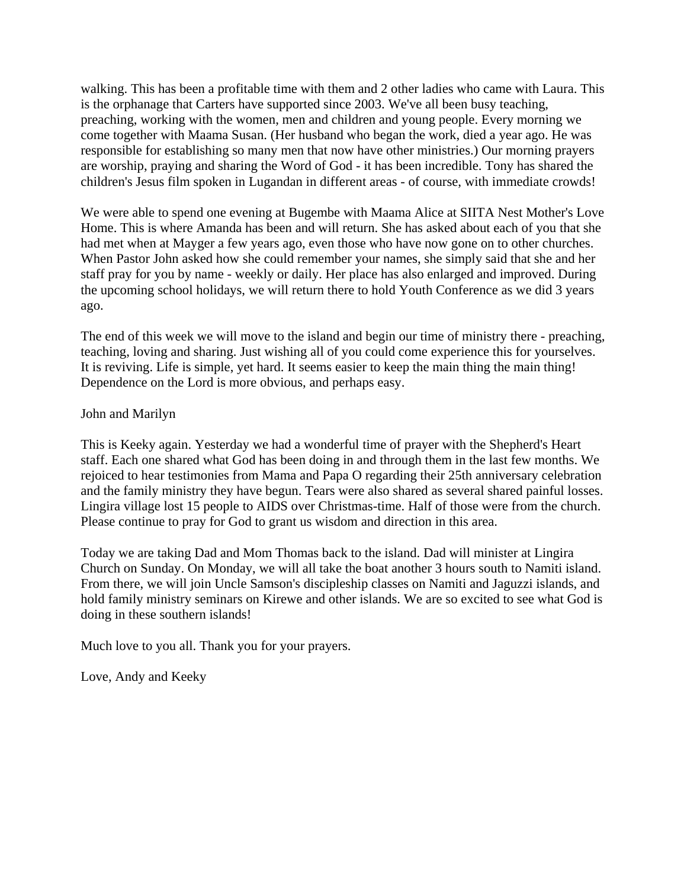walking. This has been a profitable time with them and 2 other ladies who came with Laura. This is the orphanage that Carters have supported since 2003. We've all been busy teaching, preaching, working with the women, men and children and young people. Every morning we come together with Maama Susan. (Her husband who began the work, died a year ago. He was responsible for establishing so many men that now have other ministries.) Our morning prayers are worship, praying and sharing the Word of God - it has been incredible. Tony has shared the children's Jesus film spoken in Lugandan in different areas - of course, with immediate crowds!

We were able to spend one evening at Bugembe with Maama Alice at SIITA Nest Mother's Love Home. This is where Amanda has been and will return. She has asked about each of you that she had met when at Mayger a few years ago, even those who have now gone on to other churches. When Pastor John asked how she could remember your names, she simply said that she and her staff pray for you by name - weekly or daily. Her place has also enlarged and improved. During the upcoming school holidays, we will return there to hold Youth Conference as we did 3 years ago.

The end of this week we will move to the island and begin our time of ministry there - preaching, teaching, loving and sharing. Just wishing all of you could come experience this for yourselves. It is reviving. Life is simple, yet hard. It seems easier to keep the main thing the main thing! Dependence on the Lord is more obvious, and perhaps easy.

John and Marilyn

This is Keeky again. Yesterday we had a wonderful time of prayer with the Shepherd's Heart staff. Each one shared what God has been doing in and through them in the last few months. We rejoiced to hear testimonies from Mama and Papa O regarding their 25th anniversary celebration and the family ministry they have begun. Tears were also shared as several shared painful losses. Lingira village lost 15 people to AIDS over Christmas-time. Half of those were from the church. Please continue to pray for God to grant us wisdom and direction in this area.

Today we are taking Dad and Mom Thomas back to the island. Dad will minister at Lingira Church on Sunday. On Monday, we will all take the boat another 3 hours south to Namiti island. From there, we will join Uncle Samson's discipleship classes on Namiti and Jaguzzi islands, and hold family ministry seminars on Kirewe and other islands. We are so excited to see what God is doing in these southern islands!

Much love to you all. Thank you for your prayers.

Love, Andy and Keeky